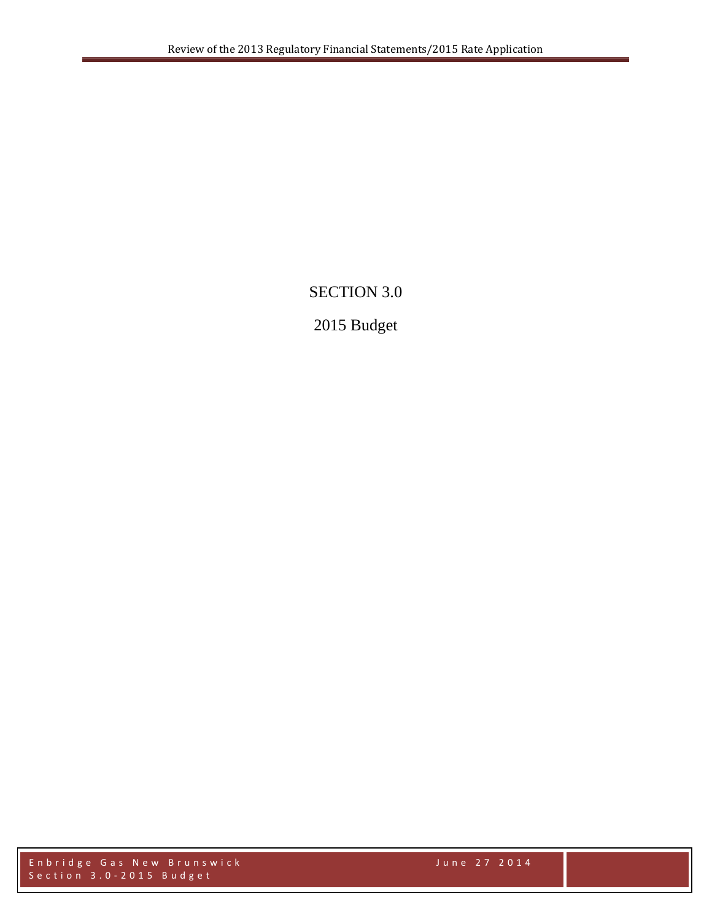# SECTION 3.0

# 2015 Budget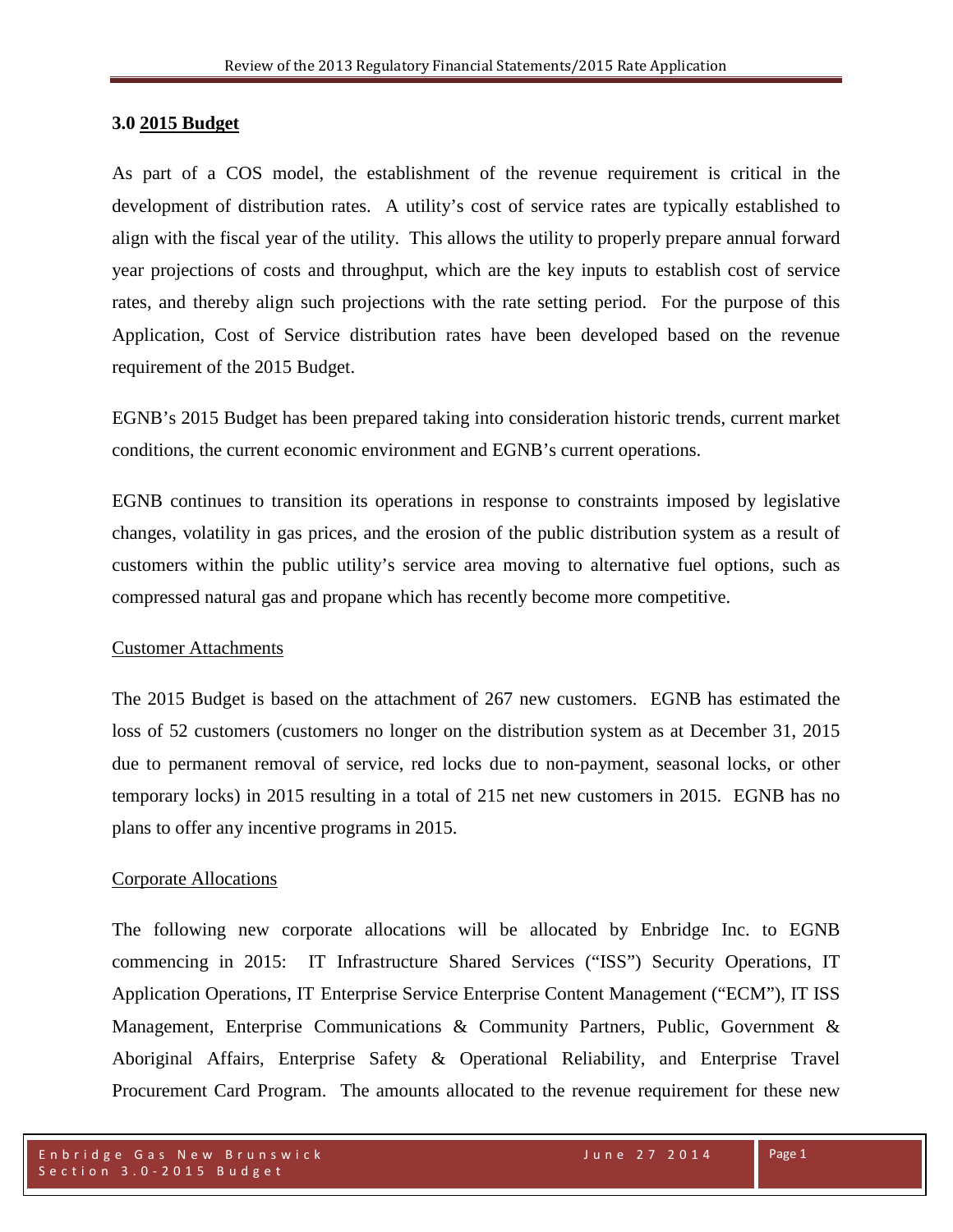## 3.0 2015 Budget

As part of a COS model, the establishment of the revenue requirement is critical in the development of distribution rates. A utility's cost of service rates are typically established to align with the fiscal year of the utility. This allows the utility to properly prepare annual forward year projections of costs and throughput, which are the key inputs to establish cost of service rates, and thereby align such projections with the rate setting period. For the purpose of this Application, Cost of Service distribution rates have been developed based on the revenue requirement of the 2015 Budget.

EGNB's 2015 Budget has been prepared taking into consideration historic trends, current market conditions, the current economic environment and EGNB's current operations.

EGNB continues to transition its operations in response to constraints imposed by legislative changes, volatility in gas prices, and the erosion of the public distribution system as a result of customers within the public utility's service area moving to alternative fuel options, such as compressed natural gas and propane which has recently become more competitive.

### Customer Attachments

The 2015 Budget is based on the attachment of 267 new customers. EGNB has estimated the loss of 52 customers (customers no longer on the distribution system as at December 31, 2015 due to permanent removal of service, red locks due to non-payment, seasonal locks, or other temporary locks) in 2015 resulting in a total of 215 net new customers in 2015. EGNB has no plans to offer any incentive programs in 2015.

### Corporate Allocations

The following new corporate allocations will be allocated by Enbridge Inc. to EGNB commencing in 2015: IT Infrastructure Shared Services ("ISS") Security Operations, IT Application Operations, IT Enterprise Service Enterprise Content Management ("ECM"), IT ISS Management, Enterprise Communications & Community Partners, Public, Government & Aboriginal Affairs, Enterprise Safety & Operational Reliability, and Enterprise Travel Procurement Card Program. The amounts allocated to the revenue requirement for these new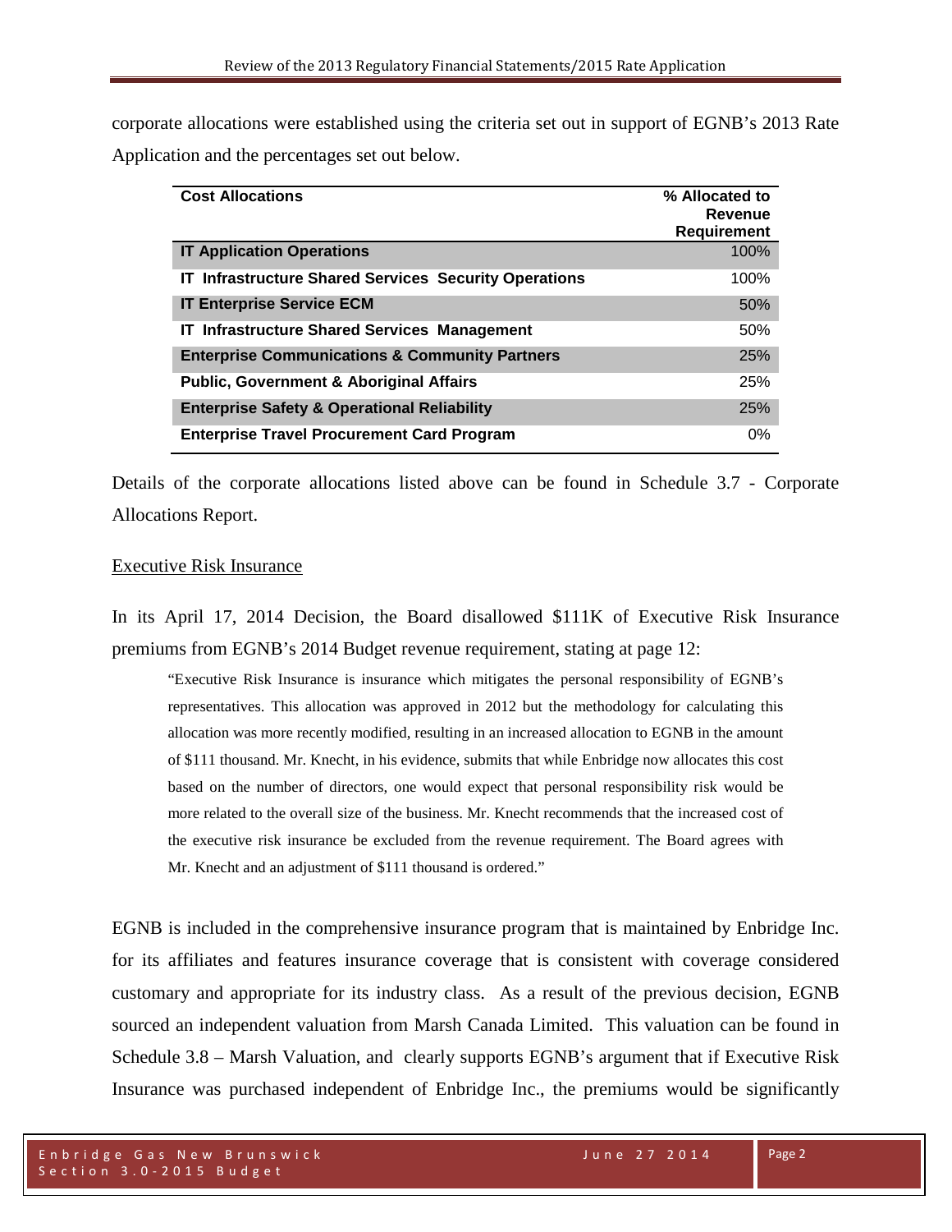corporate allocations were established using the criteria set out in support of EGNB's 2013 Rate Application and the percentages set out below.

| Cost Allocations | % Allocated to Revenue Requirement |
|---|---|
| **IT Application Operations** | 100% |
| **IT Infrastructure Shared Services Security Operations** | 100% |
| **IT Enterprise Service ECM** | 50% |
| **IT Infrastructure Shared Services Management** | 50% |
| **Enterprise Communications & Community Partners** | 25% |
| **Public, Government & Aboriginal Affairs** | 25% |
| **Enterprise Safety & Operational Reliability** | 25% |
| **Enterprise Travel Procurement Card Program** | 0% |

Details of the corporate allocations listed above can be found in Schedule 3.7 - Corporate Allocations Report.

Executive Risk Insurance

In its April 17, 2014 Decision, the Board disallowed $111K of Executive Risk Insurance premiums from EGNB's 2014 Budget revenue requirement, stating at page 12:

> "Executive Risk Insurance is insurance which mitigates the personal responsibility of EGNB's representatives. This allocation was approved in 2012 but the methodology for calculating this allocation was more recently modified, resulting in an increased allocation to EGNB in the amount of $111 thousand. Mr. Knecht, in his evidence, submits that while Enbridge now allocates this cost based on the number of directors, one would expect that personal responsibility risk would be more related to the overall size of the business. Mr. Knecht recommends that the increased cost of the executive risk insurance be excluded from the revenue requirement. The Board agrees with Mr. Knecht and an adjustment of $111 thousand is ordered."

EGNB is included in the comprehensive insurance program that is maintained by Enbridge Inc. for its affiliates and features insurance coverage that is consistent with coverage considered customary and appropriate for its industry class. As a result of the previous decision, EGNB sourced an independent valuation from Marsh Canada Limited. This valuation can be found in Schedule 3.8 – Marsh Valuation, and clearly supports EGNB's argument that if Executive Risk Insurance was purchased independent of Enbridge Inc., the premiums would be significantly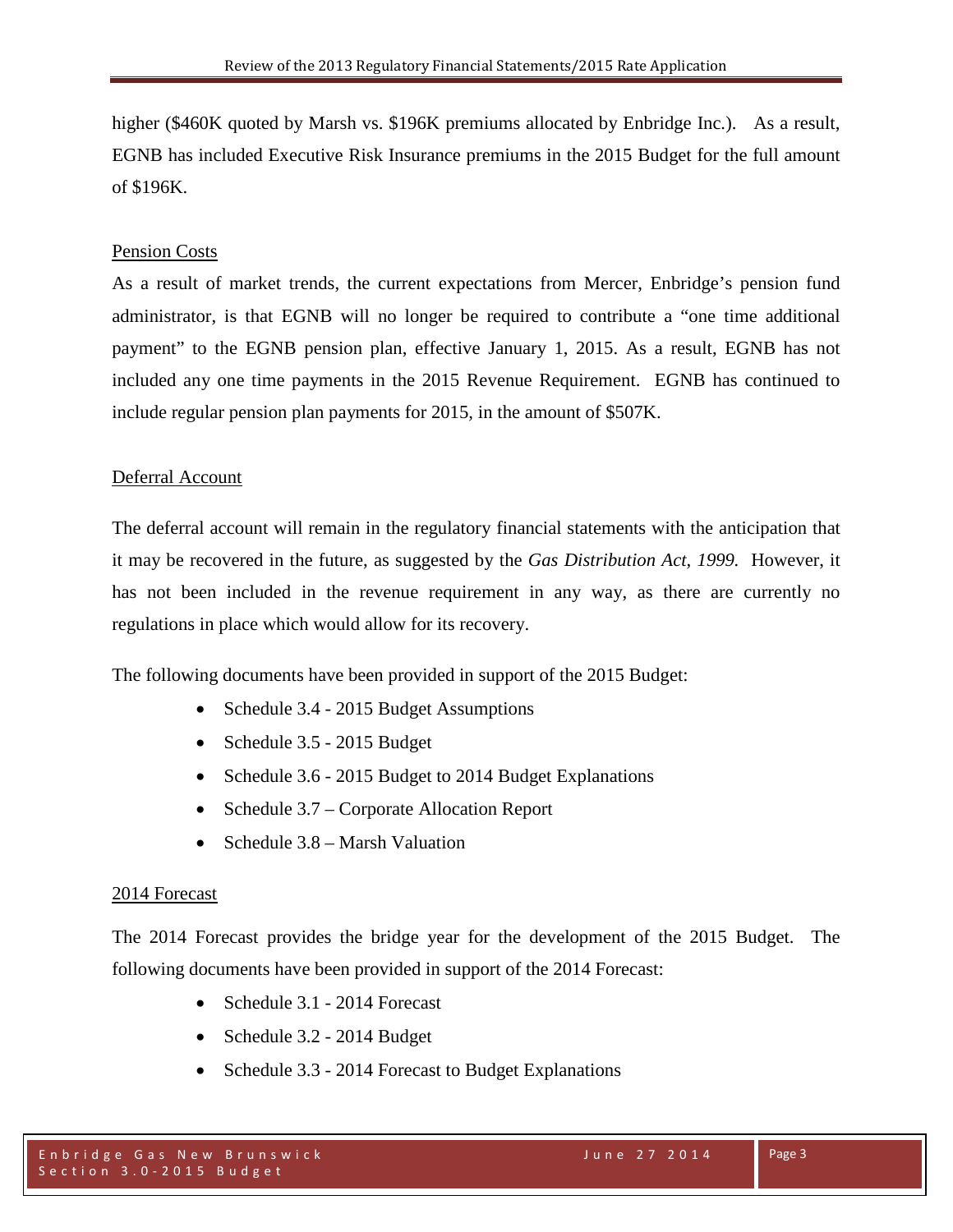higher ($460K quoted by Marsh vs. $196K premiums allocated by Enbridge Inc.). As a result, EGNB has included Executive Risk Insurance premiums in the 2015 Budget for the full amount of $196K.

<u>Pension Costs</u>

As a result of market trends, the current expectations from Mercer, Enbridge's pension fund administrator, is that EGNB will no longer be required to contribute a "one time additional payment" to the EGNB pension plan, effective January 1, 2015. As a result, EGNB has not included any one time payments in the 2015 Revenue Requirement. EGNB has continued to include regular pension plan payments for 2015, in the amount of $507K.

<u>Deferral Account</u>

The deferral account will remain in the regulatory financial statements with the anticipation that it may be recovered in the future, as suggested by the *Gas Distribution Act, 1999.* However, it has not been included in the revenue requirement in any way, as there are currently no regulations in place which would allow for its recovery.

The following documents have been provided in support of the 2015 Budget:

- Schedule 3.4 - 2015 Budget Assumptions
- Schedule 3.5 - 2015 Budget
- Schedule 3.6 - 2015 Budget to 2014 Budget Explanations
- Schedule 3.7 – Corporate Allocation Report
- Schedule 3.8 – Marsh Valuation

<u>2014 Forecast</u>

The 2014 Forecast provides the bridge year for the development of the 2015 Budget. The following documents have been provided in support of the 2014 Forecast:

- Schedule 3.1 - 2014 Forecast
- Schedule 3.2 - 2014 Budget
- Schedule 3.3 - 2014 Forecast to Budget Explanations